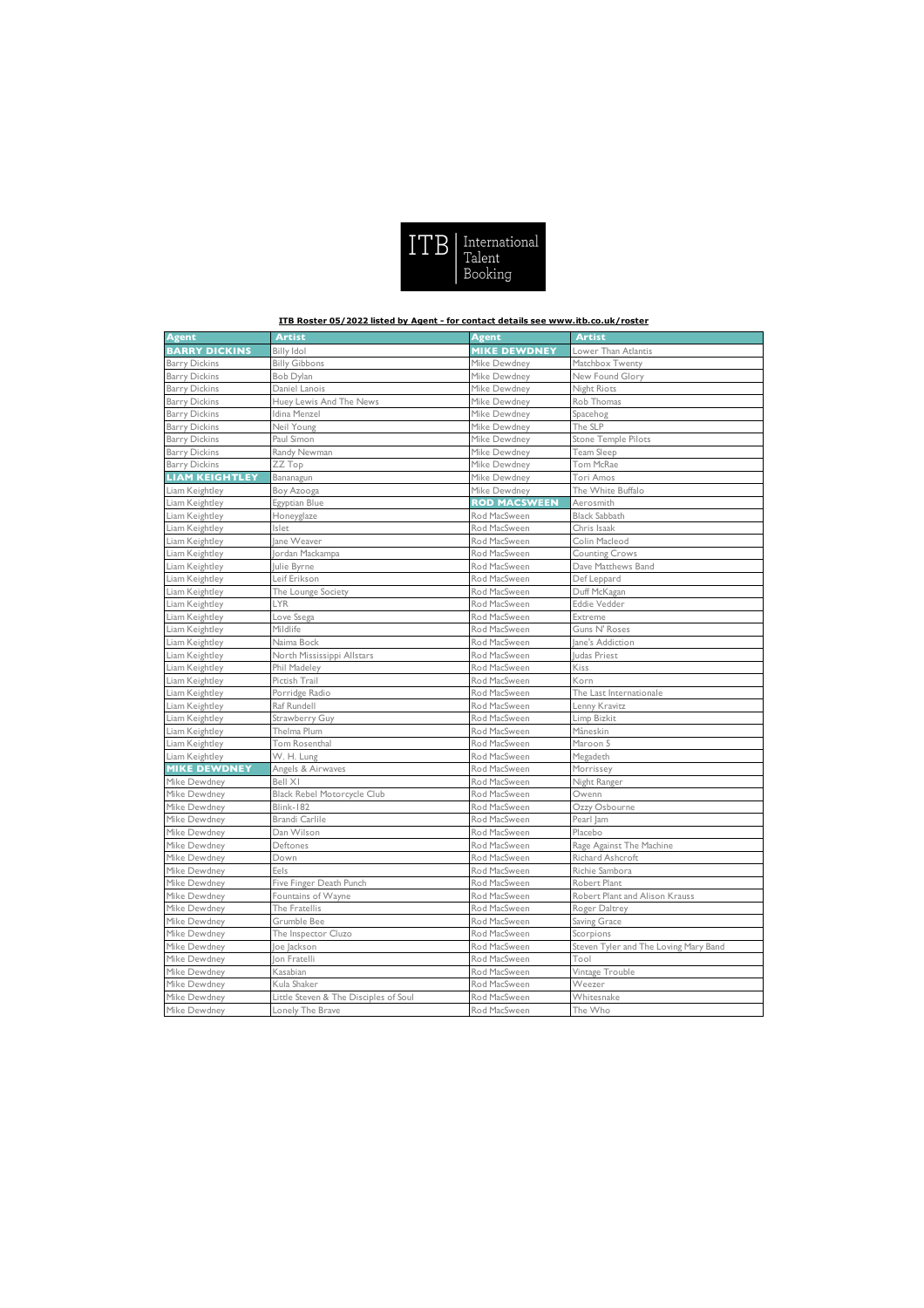ITB International Talent Booking

**ITB Roster 05/2022 listed by Agent - for contact details see www.itb.co.uk/roster**

| Agent | Artist | Agent | Artist |
|---|---|---|---|
| **BARRY DICKINS** | Billy Idol | **MIKE DEWDNEY** | Lower Than Atlantis |
| Barry Dickins | Billy Gibbons | Mike Dewdney | Matchbox Twenty |
| Barry Dickins | Bob Dylan | Mike Dewdney | New Found Glory |
| Barry Dickins | Daniel Lanois | Mike Dewdney | Night Riots |
| Barry Dickins | Huey Lewis And The News | Mike Dewdney | Rob Thomas |
| Barry Dickins | Idina Menzel | Mike Dewdney | Spacehog |
| Barry Dickins | Neil Young | Mike Dewdney | The SLP |
| Barry Dickins | Paul Simon | Mike Dewdney | Stone Temple Pilots |
| Barry Dickins | Randy Newman | Mike Dewdney | Team Sleep |
| Barry Dickins | ZZ Top | Mike Dewdney | Tom McRae |
| **LIAM KEIGHTLEY** | Bananagun | Mike Dewdney | Tori Amos |
| Liam Keightley | Boy Azooga | Mike Dewdney | The White Buffalo |
| Liam Keightley | Egyptian Blue | **ROD MACSWEEN** | Aerosmith |
| Liam Keightley | Honeyglaze | Rod MacSween | Black Sabbath |
| Liam Keightley | Islet | Rod MacSween | Chris Isaak |
| Liam Keightley | Jane Weaver | Rod MacSween | Colin Macleod |
| Liam Keightley | Jordan Mackampa | Rod MacSween | Counting Crows |
| Liam Keightley | Julie Byrne | Rod MacSween | Dave Matthews Band |
| Liam Keightley | Leif Erikson | Rod MacSween | Def Leppard |
| Liam Keightley | The Lounge Society | Rod MacSween | Duff McKagan |
| Liam Keightley | LYR | Rod MacSween | Eddie Vedder |
| Liam Keightley | Love Ssega | Rod MacSween | Extreme |
| Liam Keightley | Mildlife | Rod MacSween | Guns N' Roses |
| Liam Keightley | Naima Bock | Rod MacSween | Jane's Addiction |
| Liam Keightley | North Mississippi Allstars | Rod MacSween | Judas Priest |
| Liam Keightley | Phil Madeley | Rod MacSween | Kiss |
| Liam Keightley | Pictish Trail | Rod MacSween | Korn |
| Liam Keightley | Porridge Radio | Rod MacSween | The Last Internationale |
| Liam Keightley | Raf Rundell | Rod MacSween | Lenny Kravitz |
| Liam Keightley | Strawberry Guy | Rod MacSween | Limp Bizkit |
| Liam Keightley | Thelma Plum | Rod MacSween | Måneskin |
| Liam Keightley | Tom Rosenthal | Rod MacSween | Maroon 5 |
| Liam Keightley | W. H. Lung | Rod MacSween | Megadeth |
| **MIKE DEWDNEY** | Angels & Airwaves | Rod MacSween | Morrissey |
| Mike Dewdney | Bell X1 | Rod MacSween | Night Ranger |
| Mike Dewdney | Black Rebel Motorcycle Club | Rod MacSween | Owenn |
| Mike Dewdney | Blink-182 | Rod MacSween | Ozzy Osbourne |
| Mike Dewdney | Brandi Carlile | Rod MacSween | Pearl Jam |
| Mike Dewdney | Dan Wilson | Rod MacSween | Placebo |
| Mike Dewdney | Deftones | Rod MacSween | Rage Against The Machine |
| Mike Dewdney | Down | Rod MacSween | Richard Ashcroft |
| Mike Dewdney | Eels | Rod MacSween | Richie Sambora |
| Mike Dewdney | Five Finger Death Punch | Rod MacSween | Robert Plant |
| Mike Dewdney | Fountains of Wayne | Rod MacSween | Robert Plant and Alison Krauss |
| Mike Dewdney | The Fratellis | Rod MacSween | Roger Daltrey |
| Mike Dewdney | Grumble Bee | Rod MacSween | Saving Grace |
| Mike Dewdney | The Inspector Cluzo | Rod MacSween | Scorpions |
| Mike Dewdney | Joe Jackson | Rod MacSween | Steven Tyler and The Loving Mary Band |
| Mike Dewdney | Jon Fratelli | Rod MacSween | Tool |
| Mike Dewdney | Kasabian | Rod MacSween | Vintage Trouble |
| Mike Dewdney | Kula Shaker | Rod MacSween | Weezer |
| Mike Dewdney | Little Steven & The Disciples of Soul | Rod MacSween | Whitesnake |
| Mike Dewdney | Lonely The Brave | Rod MacSween | The Who |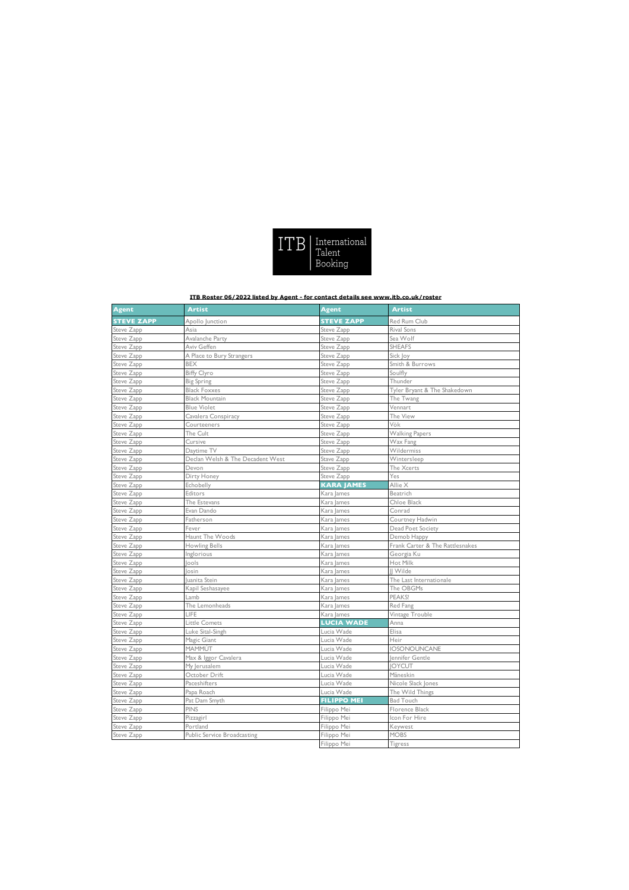ITB | International Talent Booking

**ITB Roster 06/2022 listed by Agent - for contact details see www.itb.co.uk/roster**

| Agent | Artist | Agent | Artist |
|---|---|---|---|
| STEVE ZAPP | Apollo Junction | STEVE ZAPP | Red Rum Club |
| Steve Zapp | Asia | Steve Zapp | Rival Sons |
| Steve Zapp | Avalanche Party | Steve Zapp | Sea Wolf |
| Steve Zapp | Aviv Geffen | Steve Zapp | SHEAFS |
| Steve Zapp | A Place to Bury Strangers | Steve Zapp | Sick Joy |
| Steve Zapp | BEX | Steve Zapp | Smith & Burrows |
| Steve Zapp | Biffy Clyro | Steve Zapp | Soulfly |
| Steve Zapp | Big Spring | Steve Zapp | Thunder |
| Steve Zapp | Black Foxxes | Steve Zapp | Tyler Bryant & The Shakedown |
| Steve Zapp | Black Mountain | Steve Zapp | The Twang |
| Steve Zapp | Blue Violet | Steve Zapp | Vennart |
| Steve Zapp | Cavalera Conspiracy | Steve Zapp | The View |
| Steve Zapp | Courteeners | Steve Zapp | Vök |
| Steve Zapp | The Cult | Steve Zapp | Walking Papers |
| Steve Zapp | Cursive | Steve Zapp | Wax Fang |
| Steve Zapp | Daytime TV | Steve Zapp | Wildermiss |
| Steve Zapp | Declan Welsh & The Decadent West | Stave Zapp | Wintersleep |
| Steve Zapp | Devon | Steve Zapp | The Xcerts |
| Steve Zapp | Dirty Honey | Steve Zapp | Yes |
| Steve Zapp | Echobelly | KARA JAMES | Allie X |
| Steve Zapp | Editors | Kara James | Beatrich |
| Steve Zapp | The Estevans | Kara James | Chloe Black |
| Steve Zapp | Evan Dando | Kara James | Conrad |
| Steve Zapp | Fatherson | Kara James | Courtney Hadwin |
| Steve Zapp | Fever | Kara James | Dead Poet Society |
| Steve Zapp | Haunt The Woods | Kara James | Demob Happy |
| Steve Zapp | Howling Bells | Kara James | Frank Carter & The Rattlesnakes |
| Steve Zapp | Inglorious | Kara James | Georgia Ku |
| Steve Zapp | Jools | Kara James | Hot Milk |
| Steve Zapp | Josin | Kara James | JJ Wilde |
| Steve Zapp | Juanita Stein | Kara James | The Last Internationale |
| Steve Zapp | Kapil Seshasayee | Kara James | The OBGMs |
| Steve Zapp | Lamb | Kara James | PEAKS! |
| Steve Zapp | The Lemonheads | Kara James | Red Fang |
| Steve Zapp | LIFE | Kara James | Vintage Trouble |
| Steve Zapp | Little Comets | LUCIA WADE | Anna |
| Steve Zapp | Luke Sital-Singh | Lucia Wade | Elisa |
| Steve Zapp | Magic Giant | Lucia Wade | Heir |
| Steve Zapp | MAMMUT | Lucia Wade | IOSONOUNCANE |
| Steve Zapp | Max & Iggor Cavalera | Lucia Wade | Jennifer Gentle |
| Steve Zapp | My Jerusalem | Lucia Wade | JOYCUT |
| Steve Zapp | October Drift | Lucia Wade | Måneskin |
| Steve Zapp | Paceshifters | Lucia Wade | Nicole Slack Jones |
| Steve Zapp | Papa Roach | Lucia Wade | The Wild Things |
| Steve Zapp | Pat Dam Smyth | FILIPPO MEI | Bad Touch |
| Steve Zapp | PINS | Filippo Mei | Florence Black |
| Steve Zapp | Pizzagirl | Filippo Mei | Icon For Hire |
| Steve Zapp | Portland | Filippo Mei | Keywest |
| Steve Zapp | Public Service Broadcasting | Filippo Mei | MOBS |
| | | Filippo Mei | Tigress |